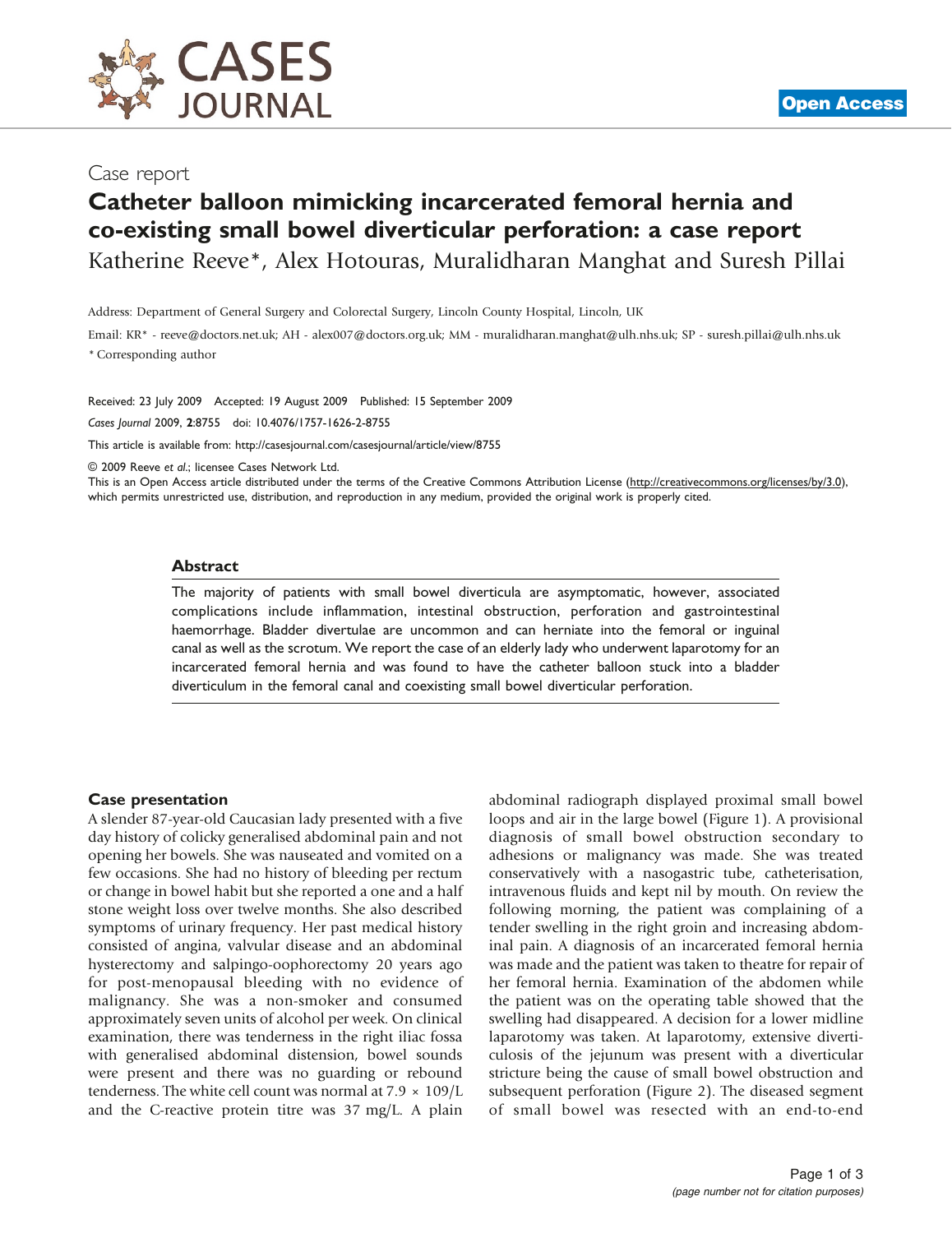Case report

# Catheter balloon mimicking incarcerated femoral hernia and co-existing small bowel diverticular perforation: a case report

Katherine Reeve*, Alex Hotouras, Muralidharan Manghat and Suresh Pillai

Address: Department of General Surgery and Colorectal Surgery, Lincoln County Hospital, Lincoln, UK

Email: KR* - reeve@doctors.net.uk; AH - alex007@doctors.org.uk; MM - muralidharan.manghat@ulh.nhs.uk; SP - suresh.pillai@ulh.nhs.uk

\* Corresponding author

Received: 23 July 2009 Accepted: 19 August 2009 Published: 15 September 2009

*Cases Journal* 2009, **2**:8755 doi: 10.4076/1757-1626-2-8755

This article is available from: http://casesjournal.com/casesjournal/article/view/8755

© 2009 Reeve *et al.*; licensee Cases Network Ltd.

This is an Open Access article distributed under the terms of the Creative Commons Attribution License (http://creativecommons.org/licenses/by/3.0), which permits unrestricted use, distribution, and reproduction in any medium, provided the original work is properly cited.

## Abstract

The majority of patients with small bowel diverticula are asymptomatic, however, associated complications include inflammation, intestinal obstruction, perforation and gastrointestinal haemorrhage. Bladder divertulae are uncommon and can herniate into the femoral or inguinal canal as well as the scrotum. We report the case of an elderly lady who underwent laparotomy for an incarcerated femoral hernia and was found to have the catheter balloon stuck into a bladder diverticulum in the femoral canal and coexisting small bowel diverticular perforation.

## Case presentation

A slender 87-year-old Caucasian lady presented with a five day history of colicky generalised abdominal pain and not opening her bowels. She was nauseated and vomited on a few occasions. She had no history of bleeding per rectum or change in bowel habit but she reported a one and a half stone weight loss over twelve months. She also described symptoms of urinary frequency. Her past medical history consisted of angina, valvular disease and an abdominal hysterectomy and salpingo-oophorectomy 20 years ago for post-menopausal bleeding with no evidence of malignancy. She was a non-smoker and consumed approximately seven units of alcohol per week. On clinical examination, there was tenderness in the right iliac fossa with generalised abdominal distension, bowel sounds were present and there was no guarding or rebound tenderness. The white cell count was normal at 7.9 × 109/L and the C-reactive protein titre was 37 mg/L. A plain abdominal radiograph displayed proximal small bowel loops and air in the large bowel (Figure 1). A provisional diagnosis of small bowel obstruction secondary to adhesions or malignancy was made. She was treated conservatively with a nasogastric tube, catheterisation, intravenous fluids and kept nil by mouth. On review the following morning, the patient was complaining of a tender swelling in the right groin and increasing abdominal pain. A diagnosis of an incarcerated femoral hernia was made and the patient was taken to theatre for repair of her femoral hernia. Examination of the abdomen while the patient was on the operating table showed that the swelling had disappeared. A decision for a lower midline laparotomy was taken. At laparotomy, extensive diverticulosis of the jejunum was present with a diverticular stricture being the cause of small bowel obstruction and subsequent perforation (Figure 2). The diseased segment of small bowel was resected with an end-to-end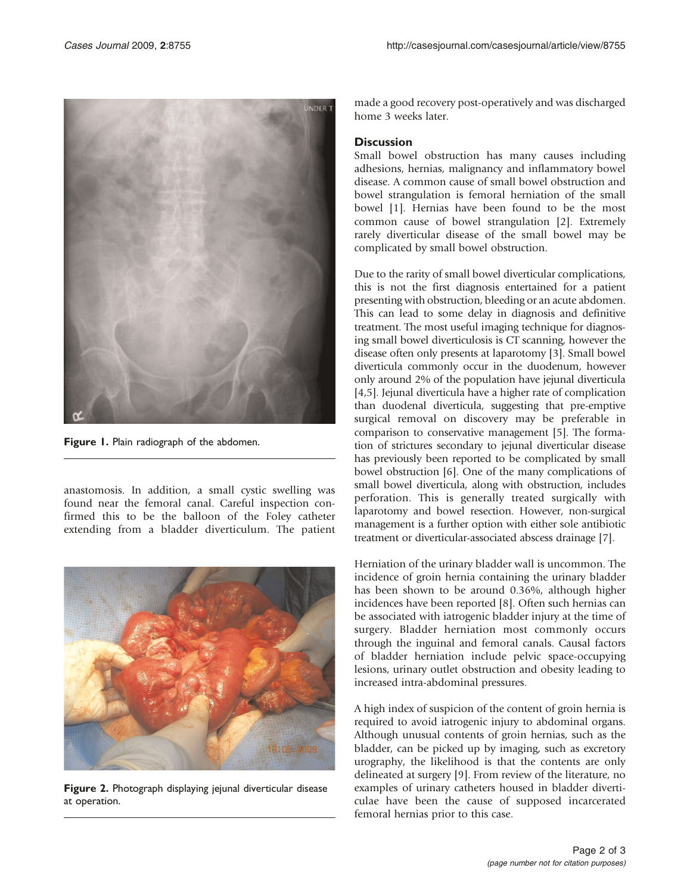Figure 1. Plain radiograph of the abdomen.

anastomosis. In addition, a small cystic swelling was found near the femoral canal. Careful inspection confirmed this to be the balloon of the Foley catheter extending from a bladder diverticulum. The patient made a good recovery post-operatively and was discharged home 3 weeks later.

Figure 2. Photograph displaying jejunal diverticular disease at operation.

## Discussion

Small bowel obstruction has many causes including adhesions, hernias, malignancy and inflammatory bowel disease. A common cause of small bowel obstruction and bowel strangulation is femoral herniation of the small bowel [1]. Hernias have been found to be the most common cause of bowel strangulation [2]. Extremely rarely diverticular disease of the small bowel may be complicated by small bowel obstruction.

Due to the rarity of small bowel diverticular complications, this is not the first diagnosis entertained for a patient presenting with obstruction, bleeding or an acute abdomen. This can lead to some delay in diagnosis and definitive treatment. The most useful imaging technique for diagnosing small bowel diverticulosis is CT scanning, however the disease often only presents at laparotomy [3]. Small bowel diverticula commonly occur in the duodenum, however only around 2% of the population have jejunal diverticula [4,5]. Jejunal diverticula have a higher rate of complication than duodenal diverticula, suggesting that pre-emptive surgical removal on discovery may be preferable in comparison to conservative management [5]. The formation of strictures secondary to jejunal diverticular disease has previously been reported to be complicated by small bowel obstruction [6]. One of the many complications of small bowel diverticula, along with obstruction, includes perforation. This is generally treated surgically with laparotomy and bowel resection. However, non-surgical management is a further option with either sole antibiotic treatment or diverticular-associated abscess drainage [7].

Herniation of the urinary bladder wall is uncommon. The incidence of groin hernia containing the urinary bladder has been shown to be around 0.36%, although higher incidences have been reported [8]. Often such hernias can be associated with iatrogenic bladder injury at the time of surgery. Bladder herniation most commonly occurs through the inguinal and femoral canals. Causal factors of bladder herniation include pelvic space-occupying lesions, urinary outlet obstruction and obesity leading to increased intra-abdominal pressures.

A high index of suspicion of the content of groin hernia is required to avoid iatrogenic injury to abdominal organs. Although unusual contents of groin hernias, such as the bladder, can be picked up by imaging, such as excretory urography, the likelihood is that the contents are only delineated at surgery [9]. From review of the literature, no examples of urinary catheters housed in bladder diverticulae have been the cause of supposed incarcerated femoral hernias prior to this case.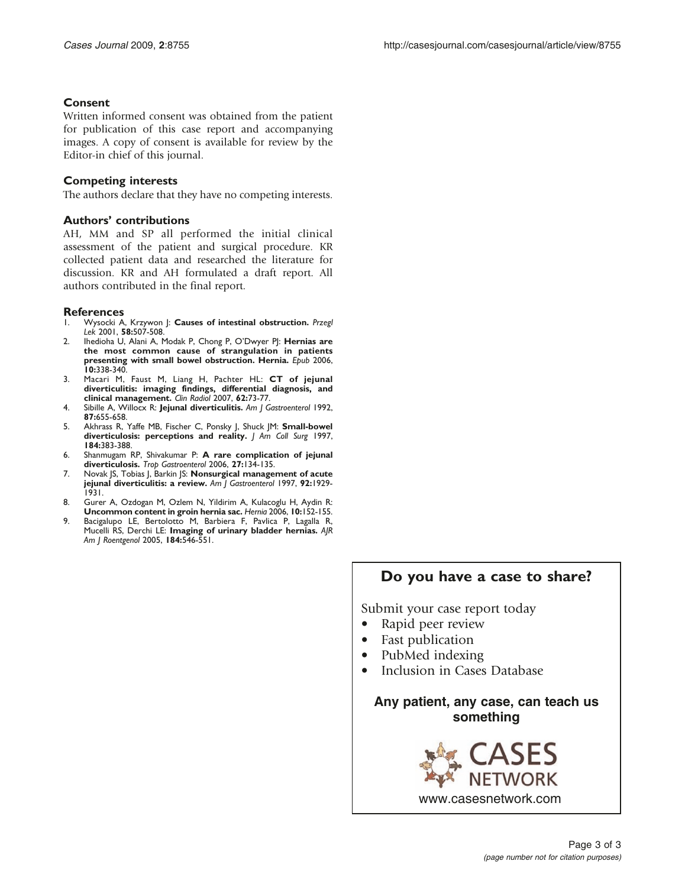## Consent

Written informed consent was obtained from the patient for publication of this case report and accompanying images. A copy of consent is available for review by the Editor-in chief of this journal.

## Competing interests

The authors declare that they have no competing interests.

## Authors' contributions

AH, MM and SP all performed the initial clinical assessment of the patient and surgical procedure. KR collected patient data and researched the literature for discussion. KR and AH formulated a draft report. All authors contributed in the final report.

## References

1. Wysocki A, Krzywon J: **Causes of intestinal obstruction.** *Przegl Lek* 2001, **58:**507-508.
2. Ihedioha U, Alani A, Modak P, Chong P, O'Dwyer PJ: **Hernias are the most common cause of strangulation in patients presenting with small bowel obstruction. Hernia.** *Epub* 2006, **10:**338-340.
3. Macari M, Faust M, Liang H, Pachter HL: **CT of jejunal diverticulitis: imaging findings, differential diagnosis, and clinical management.** *Clin Radiol* 2007, **62:**73-77.
4. Sibille A, Willocx R: **Jejunal diverticulitis.** *Am J Gastroenterol* 1992, **87:**655-658.
5. Akhrass R, Yaffe MB, Fischer C, Ponsky J, Shuck JM: **Small-bowel diverticulosis: perceptions and reality.** *J Am Coll Surg* 1997, **184:**383-388.
6. Shanmugam RP, Shivakumar P: **A rare complication of jejunal diverticulosis.** *Trop Gastroenterol* 2006, **27:**134-135.
7. Novak JS, Tobias J, Barkin JS: **Nonsurgical management of acute jejunal diverticulitis: a review.** *Am J Gastroenterol* 1997, **92:**1929-1931.
8. Gurer A, Ozdogan M, Ozlem N, Yildirim A, Kulacoglu H, Aydin R: **Uncommon content in groin hernia sac.** *Hernia* 2006, **10:**152-155.
9. Bacigalupo LE, Bertolotto M, Barbiera F, Pavlica P, Lagalla R, Mucelli RS, Derchi LE: **Imaging of urinary bladder hernias.** *AJR Am J Roentgenol* 2005, **184:**546-551.

**Do you have a case to share?**

Submit your case report today

- Rapid peer review
- Fast publication
- PubMed indexing
- Inclusion in Cases Database

**Any patient, any case, can teach us something**

CASES NETWORK

www.casesnetwork.com